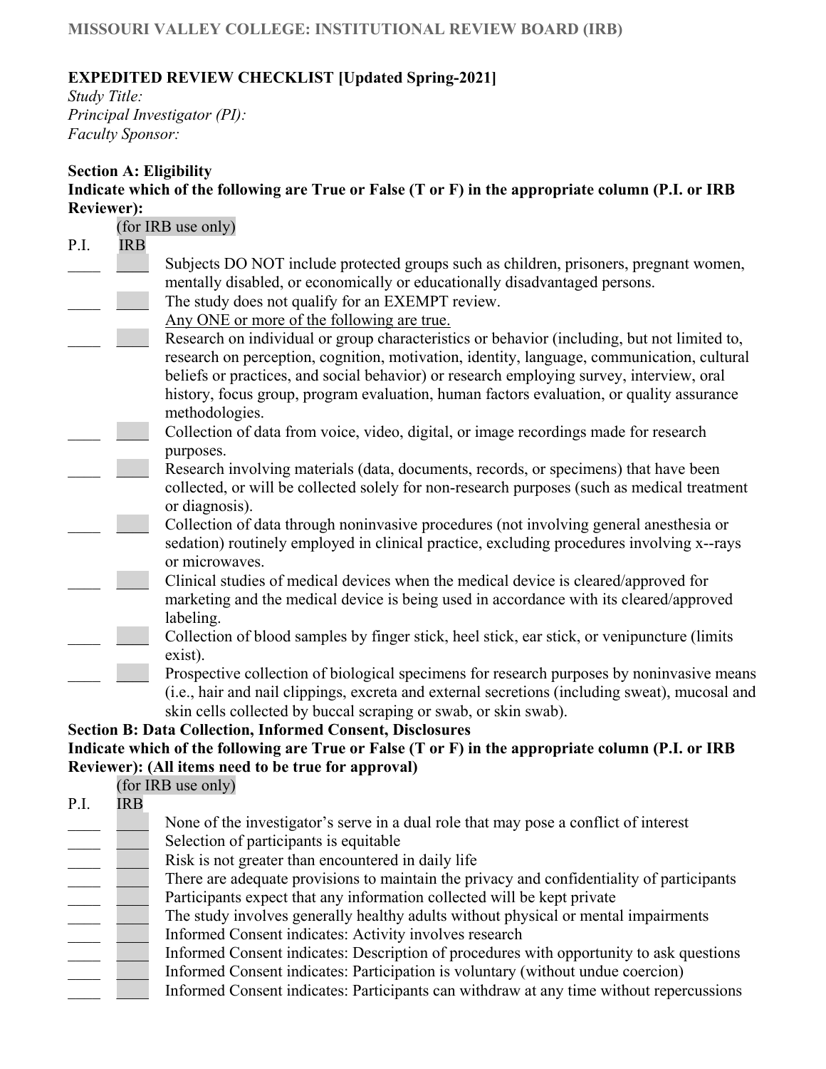MISSOURI VALLEY COLLEGE: INSTITUTIONAL REVIEW BOARD (IRB)

**EXPEDITED REVIEW CHECKLIST [Updated Spring-2021]**

*Study Title:*
*Principal Investigator (PI):*
*Faculty Sponsor:*

**Section A: Eligibility**

**Indicate which of the following are True or False (T or F) in the appropriate column (P.I. or IRB Reviewer):**

| P.I. | IRB (for IRB use only) | |
|---|---|---|
| ____ | ____ | Subjects DO NOT include protected groups such as children, prisoners, pregnant women, mentally disabled, or economically or educationally disadvantaged persons. |
| ____ | ____ | The study does not qualify for an EXEMPT review. |
| | | Any ONE or more of the following are true. |
| ____ | ____ | Research on individual or group characteristics or behavior (including, but not limited to, research on perception, cognition, motivation, identity, language, communication, cultural beliefs or practices, and social behavior) or research employing survey, interview, oral history, focus group, program evaluation, human factors evaluation, or quality assurance methodologies. |
| ____ | ____ | Collection of data from voice, video, digital, or image recordings made for research purposes. |
| ____ | ____ | Research involving materials (data, documents, records, or specimens) that have been collected, or will be collected solely for non-research purposes (such as medical treatment or diagnosis). |
| ____ | ____ | Collection of data through noninvasive procedures (not involving general anesthesia or sedation) routinely employed in clinical practice, excluding procedures involving x--rays or microwaves. |
| ____ | ____ | Clinical studies of medical devices when the medical device is cleared/approved for marketing and the medical device is being used in accordance with its cleared/approved labeling. |
| ____ | ____ | Collection of blood samples by finger stick, heel stick, ear stick, or venipuncture (limits exist). |
| ____ | ____ | Prospective collection of biological specimens for research purposes by noninvasive means (i.e., hair and nail clippings, excreta and external secretions (including sweat), mucosal and skin cells collected by buccal scraping or swab, or skin swab). |

**Section B: Data Collection, Informed Consent, Disclosures**

**Indicate which of the following are True or False (T or F) in the appropriate column (P.I. or IRB Reviewer): (All items need to be true for approval)**

| P.I. | IRB (for IRB use only) | |
|---|---|---|
| ____ | ____ | None of the investigator's serve in a dual role that may pose a conflict of interest |
| ____ | ____ | Selection of participants is equitable |
| ____ | ____ | Risk is not greater than encountered in daily life |
| ____ | ____ | There are adequate provisions to maintain the privacy and confidentiality of participants |
| ____ | ____ | Participants expect that any information collected will be kept private |
| ____ | ____ | The study involves generally healthy adults without physical or mental impairments |
| ____ | ____ | Informed Consent indicates: Activity involves research |
| ____ | ____ | Informed Consent indicates: Description of procedures with opportunity to ask questions |
| ____ | ____ | Informed Consent indicates: Participation is voluntary (without undue coercion) |
| ____ | ____ | Informed Consent indicates: Participants can withdraw at any time without repercussions |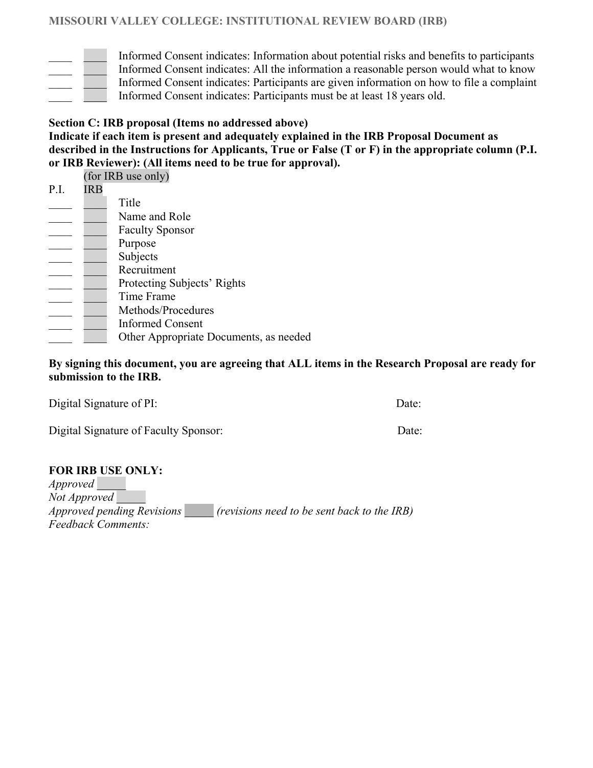| | | |
|---|---|---|
| ____ | ____ | Informed Consent indicates: Information about potential risks and benefits to participants |
| ____ | ____ | Informed Consent indicates: All the information a reasonable person would what to know |
| ____ | ____ | Informed Consent indicates: Participants are given information on how to file a complaint |
| ____ | ____ | Informed Consent indicates: Participants must be at least 18 years old. |

**Section C: IRB proposal (Items no addressed above)**
**Indicate if each item is present and adequately explained in the IRB Proposal Document as described in the Instructions for Applicants, True or False (T or F) in the appropriate column (P.I. or IRB Reviewer): (All items need to be true for approval).**

| | (for IRB use only) | |
|---|---|---|
| P.I. | IRB | |
| ____ | ____ | Title |
| ____ | ____ | Name and Role |
| ____ | ____ | Faculty Sponsor |
| ____ | ____ | Purpose |
| ____ | ____ | Subjects |
| ____ | ____ | Recruitment |
| ____ | ____ | Protecting Subjects' Rights |
| ____ | ____ | Time Frame |
| ____ | ____ | Methods/Procedures |
| ____ | ____ | Informed Consent |
| ____ | ____ | Other Appropriate Documents, as needed |

**By signing this document, you are agreeing that ALL items in the Research Proposal are ready for submission to the IRB.**

Digital Signature of PI: Date:

Digital Signature of Faculty Sponsor: Date:

**FOR IRB USE ONLY:**

*Approved* _____
*Not Approved* _____
*Approved pending Revisions* _____ *(revisions need to be sent back to the IRB)*
*Feedback Comments:*